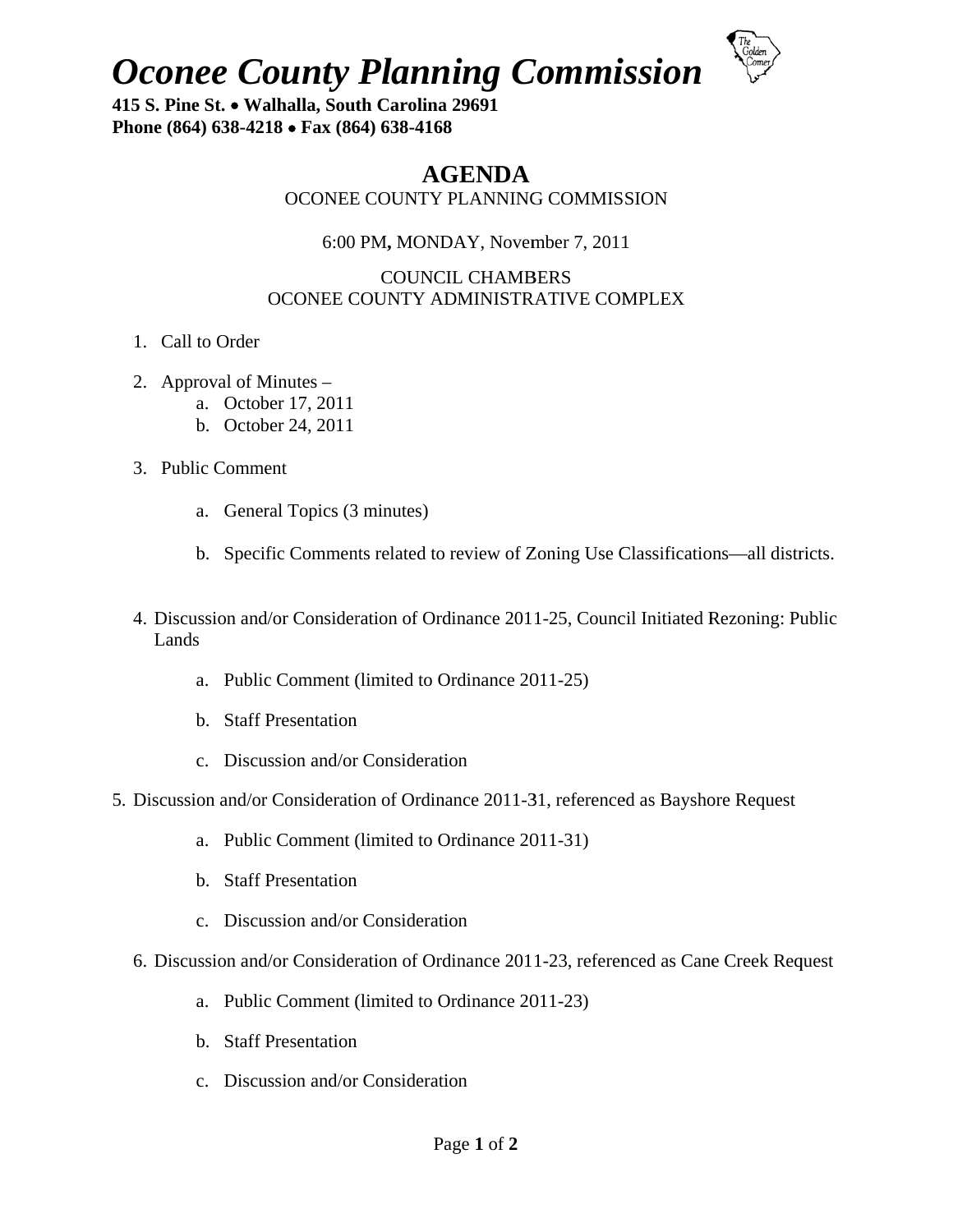# *Oconee County Planning Commission*

**415 S. Pine St. • Walhalla, South Carolina 29691**
**Phone (864) 638-4218 • Fax (864) 638-4168**

## AGENDA

OCONEE COUNTY PLANNING COMMISSION

6:00 PM**,** MONDAY, November 7, 2011

COUNCIL CHAMBERS
OCONEE COUNTY ADMINISTRATIVE COMPLEX

1. Call to Order

2. Approval of Minutes –
   a. October 17, 2011
   b. October 24, 2011

3. Public Comment

   a. General Topics (3 minutes)

   b. Specific Comments related to review of Zoning Use Classifications—all districts.

4. Discussion and/or Consideration of Ordinance 2011-25, Council Initiated Rezoning: Public Lands

   a. Public Comment (limited to Ordinance 2011-25)

   b. Staff Presentation

   c. Discussion and/or Consideration

5. Discussion and/or Consideration of Ordinance 2011-31, referenced as Bayshore Request

   a. Public Comment (limited to Ordinance 2011-31)

   b. Staff Presentation

   c. Discussion and/or Consideration

6. Discussion and/or Consideration of Ordinance 2011-23, referenced as Cane Creek Request

   a. Public Comment (limited to Ordinance 2011-23)

   b. Staff Presentation

   c. Discussion and/or Consideration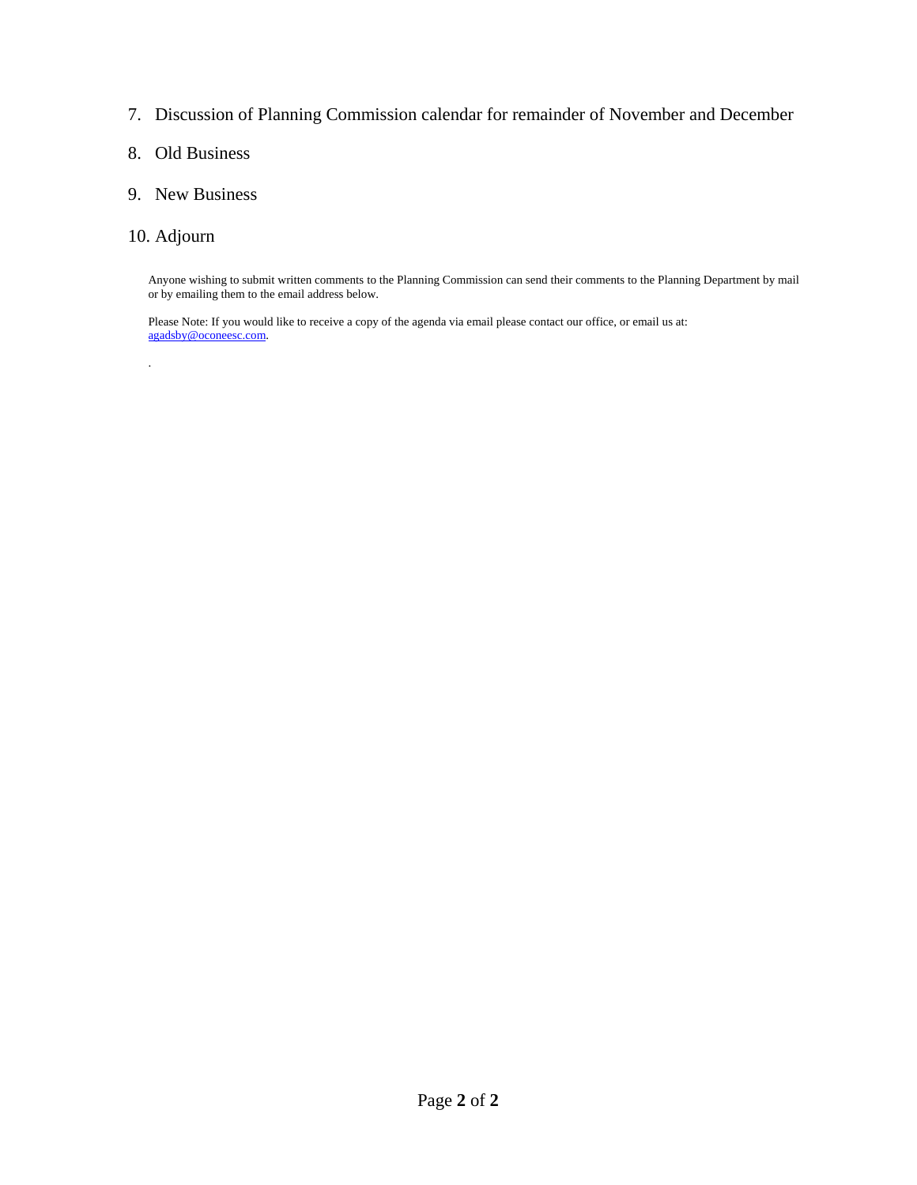7. Discussion of Planning Commission calendar for remainder of November and December

8. Old Business

9. New Business

10. Adjourn

Anyone wishing to submit written comments to the Planning Commission can send their comments to the Planning Department by mail or by emailing them to the email address below.

Please Note: If you would like to receive a copy of the agenda via email please contact our office, or email us at: agadsby@oconeesc.com.

.